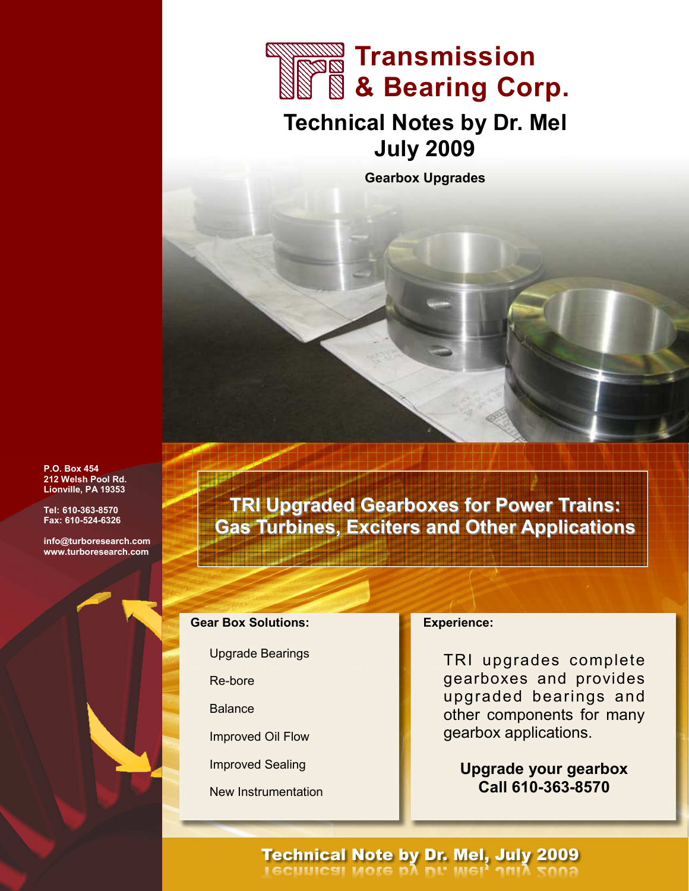# Transmission & Bearing Corp.

## Technical Notes by Dr. Mel
## July 2009

**Gearbox Upgrades**

P.O. Box 454
212 Welsh Pool Rd.
Lionville, PA 19353

Tel: 610-363-8570
Fax: 610-524-6326

info@turboresearch.com
www.turboresearch.com

## TRI Upgraded Gearboxes for Power Trains: Gas Turbines, Exciters and Other Applications

**Gear Box Solutions:**

- Upgrade Bearings
- Re-bore
- Balance
- Improved Oil Flow
- Improved Sealing
- New Instrumentation

**Experience:**

TRI upgrades complete gearboxes and provides upgraded bearings and other components for many gearbox applications.

**Upgrade your gearbox**
**Call 610-363-8570**

**Technical Note by Dr. Mel, July 2009**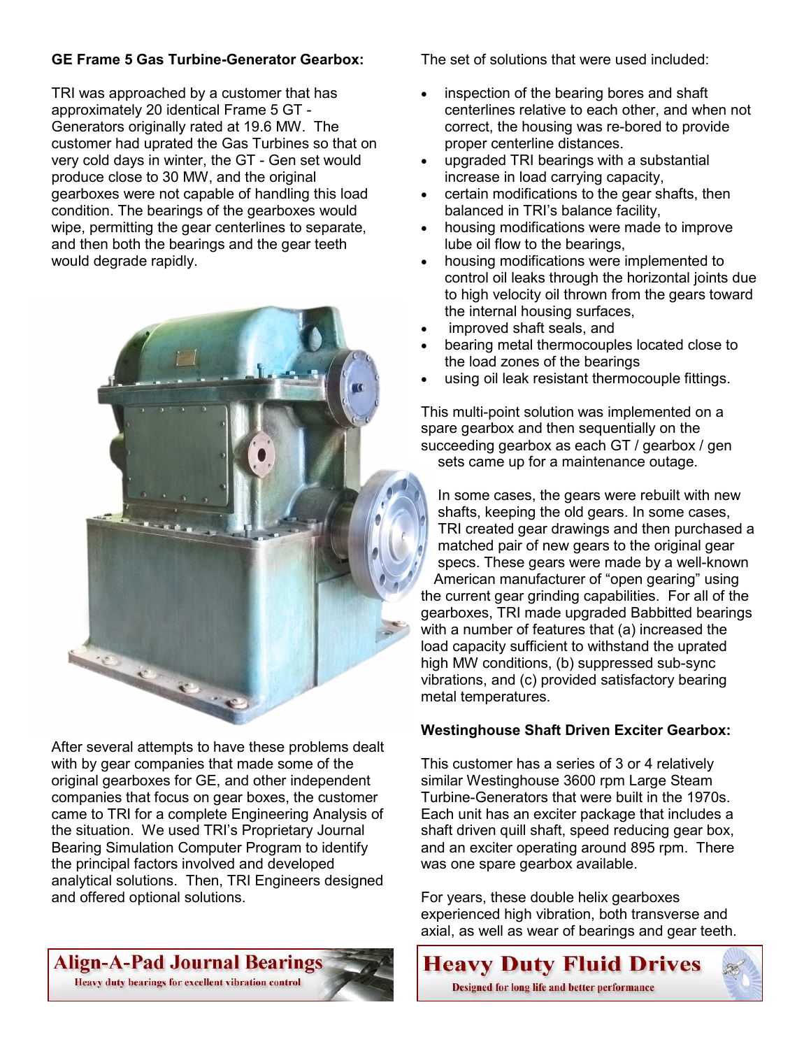**GE Frame 5 Gas Turbine-Generator Gearbox:**

TRI was approached by a customer that has approximately 20 identical Frame 5 GT - Generators originally rated at 19.6 MW. The customer had uprated the Gas Turbines so that on very cold days in winter, the GT - Gen set would produce close to 30 MW, and the original gearboxes were not capable of handling this load condition. The bearings of the gearboxes would wipe, permitting the gear centerlines to separate, and then both the bearings and the gear teeth would degrade rapidly.

After several attempts to have these problems dealt with by gear companies that made some of the original gearboxes for GE, and other independent companies that focus on gear boxes, the customer came to TRI for a complete Engineering Analysis of the situation. We used TRI's Proprietary Journal Bearing Simulation Computer Program to identify the principal factors involved and developed analytical solutions. Then, TRI Engineers designed and offered optional solutions.

The set of solutions that were used included:

- inspection of the bearing bores and shaft centerlines relative to each other, and when not correct, the housing was re-bored to provide proper centerline distances.
- upgraded TRI bearings with a substantial increase in load carrying capacity,
- certain modifications to the gear shafts, then balanced in TRI's balance facility,
- housing modifications were made to improve lube oil flow to the bearings,
- housing modifications were implemented to control oil leaks through the horizontal joints due to high velocity oil thrown from the gears toward the internal housing surfaces,
- improved shaft seals, and
- bearing metal thermocouples located close to the load zones of the bearings
- using oil leak resistant thermocouple fittings.

This multi-point solution was implemented on a spare gearbox and then sequentially on the succeeding gearbox as each GT / gearbox / gen sets came up for a maintenance outage.

In some cases, the gears were rebuilt with new shafts, keeping the old gears. In some cases, TRI created gear drawings and then purchased a matched pair of new gears to the original gear specs. These gears were made by a well-known American manufacturer of "open gearing" using the current gear grinding capabilities. For all of the gearboxes, TRI made upgraded Babbitted bearings with a number of features that (a) increased the load capacity sufficient to withstand the uprated high MW conditions, (b) suppressed sub-sync vibrations, and (c) provided satisfactory bearing metal temperatures.

**Westinghouse Shaft Driven Exciter Gearbox:**

This customer has a series of 3 or 4 relatively similar Westinghouse 3600 rpm Large Steam Turbine-Generators that were built in the 1970s. Each unit has an exciter package that includes a shaft driven quill shaft, speed reducing gear box, and an exciter operating around 895 rpm. There was one spare gearbox available.

For years, these double helix gearboxes experienced high vibration, both transverse and axial, as well as wear of bearings and gear teeth.

**Align-A-Pad Journal Bearings**
Heavy duty bearings for excellent vibration control

**Heavy Duty Fluid Drives**
Designed for long life and better performance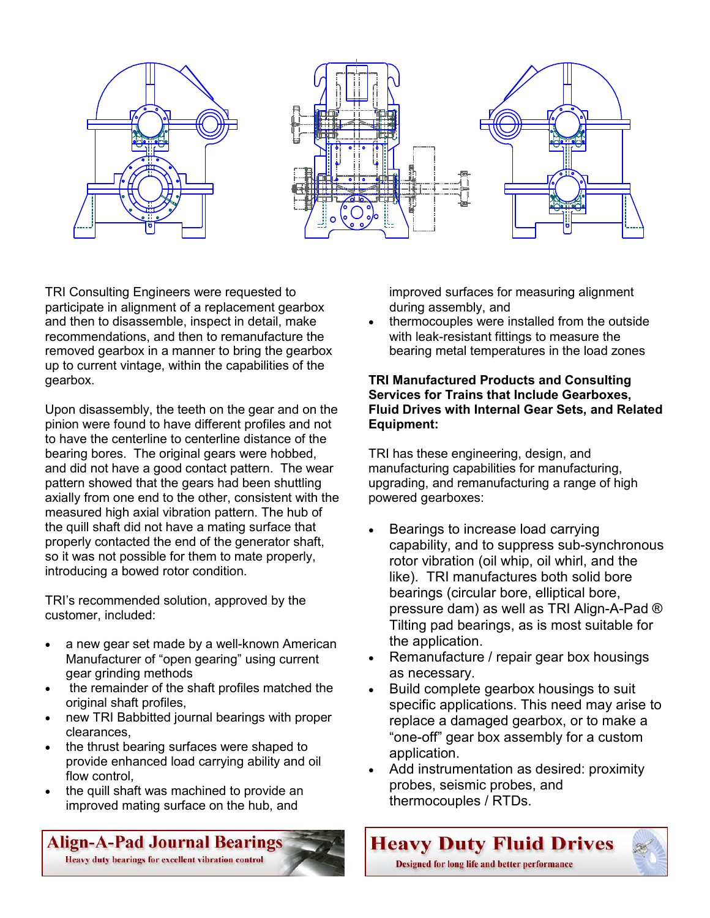TRI Consulting Engineers were requested to participate in alignment of a replacement gearbox and then to disassemble, inspect in detail, make recommendations, and then to remanufacture the removed gearbox in a manner to bring the gearbox up to current vintage, within the capabilities of the gearbox.

Upon disassembly, the teeth on the gear and on the pinion were found to have different profiles and not to have the centerline to centerline distance of the bearing bores. The original gears were hobbed, and did not have a good contact pattern. The wear pattern showed that the gears had been shuttling axially from one end to the other, consistent with the measured high axial vibration pattern. The hub of the quill shaft did not have a mating surface that properly contacted the end of the generator shaft, so it was not possible for them to mate properly, introducing a bowed rotor condition.

TRI's recommended solution, approved by the customer, included:

- a new gear set made by a well-known American Manufacturer of "open gearing" using current gear grinding methods
- the remainder of the shaft profiles matched the original shaft profiles,
- new TRI Babbitted journal bearings with proper clearances,
- the thrust bearing surfaces were shaped to provide enhanced load carrying ability and oil flow control,
- the quill shaft was machined to provide an improved mating surface on the hub, and improved surfaces for measuring alignment during assembly, and
- thermocouples were installed from the outside with leak-resistant fittings to measure the bearing metal temperatures in the load zones

**TRI Manufactured Products and Consulting Services for Trains that Include Gearboxes, Fluid Drives with Internal Gear Sets, and Related Equipment:**

TRI has these engineering, design, and manufacturing capabilities for manufacturing, upgrading, and remanufacturing a range of high powered gearboxes:

- Bearings to increase load carrying capability, and to suppress sub-synchronous rotor vibration (oil whip, oil whirl, and the like). TRI manufactures both solid bore bearings (circular bore, elliptical bore, pressure dam) as well as TRI Align-A-Pad ® Tilting pad bearings, as is most suitable for the application.
- Remanufacture / repair gear box housings as necessary.
- Build complete gearbox housings to suit specific applications. This need may arise to replace a damaged gearbox, or to make a "one-off" gear box assembly for a custom application.
- Add instrumentation as desired: proximity probes, seismic probes, and thermocouples / RTDs.

**Align-A-Pad Journal Bearings**
Heavy duty bearings for excellent vibration control

**Heavy Duty Fluid Drives**
Designed for long life and better performance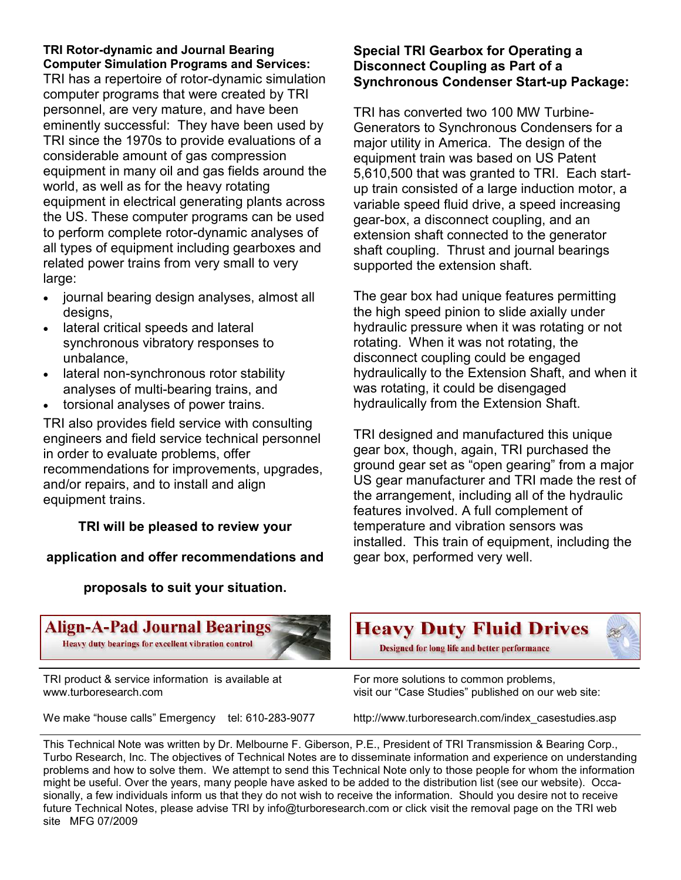**TRI Rotor-dynamic and Journal Bearing Computer Simulation Programs and Services:**
TRI has a repertoire of rotor-dynamic simulation computer programs that were created by TRI personnel, are very mature, and have been eminently successful: They have been used by TRI since the 1970s to provide evaluations of a considerable amount of gas compression equipment in many oil and gas fields around the world, as well as for the heavy rotating equipment in electrical generating plants across the US. These computer programs can be used to perform complete rotor-dynamic analyses of all types of equipment including gearboxes and related power trains from very small to very large:

- journal bearing design analyses, almost all designs,
- lateral critical speeds and lateral synchronous vibratory responses to unbalance,
- lateral non-synchronous rotor stability analyses of multi-bearing trains, and
- torsional analyses of power trains.

TRI also provides field service with consulting engineers and field service technical personnel in order to evaluate problems, offer recommendations for improvements, upgrades, and/or repairs, and to install and align equipment trains.

**TRI will be pleased to review your application and offer recommendations and proposals to suit your situation.**

### Special TRI Gearbox for Operating a Disconnect Coupling as Part of a Synchronous Condenser Start-up Package:

TRI has converted two 100 MW Turbine-Generators to Synchronous Condensers for a major utility in America. The design of the equipment train was based on US Patent 5,610,500 that was granted to TRI. Each start-up train consisted of a large induction motor, a variable speed fluid drive, a speed increasing gear-box, a disconnect coupling, and an extension shaft connected to the generator shaft coupling. Thrust and journal bearings supported the extension shaft.

The gear box had unique features permitting the high speed pinion to slide axially under hydraulic pressure when it was rotating or not rotating. When it was not rotating, the disconnect coupling could be engaged hydraulically to the Extension Shaft, and when it was rotating, it could be disengaged hydraulically from the Extension Shaft.

TRI designed and manufactured this unique gear box, though, again, TRI purchased the ground gear set as "open gearing" from a major US gear manufacturer and TRI made the rest of the arrangement, including all of the hydraulic features involved. A full complement of temperature and vibration sensors was installed. This train of equipment, including the gear box, performed very well.

**Align-A-Pad Journal Bearings**
Heavy duty bearings for excellent vibration control

**Heavy Duty Fluid Drives**
Designed for long life and better performance

TRI product & service information is available at www.turboresearch.com

We make "house calls" Emergency tel: 610-283-9077

For more solutions to common problems, visit our "Case Studies" published on our web site:

http://www.turboresearch.com/index_casestudies.asp

This Technical Note was written by Dr. Melbourne F. Giberson, P.E., President of TRI Transmission & Bearing Corp., Turbo Research, Inc. The objectives of Technical Notes are to disseminate information and experience on understanding problems and how to solve them. We attempt to send this Technical Note only to those people for whom the information might be useful. Over the years, many people have asked to be added to the distribution list (see our website). Occasionally, a few individuals inform us that they do not wish to receive the information. Should you desire not to receive future Technical Notes, please advise TRI by info@turboresearch.com or click visit the removal page on the TRI web site MFG 07/2009